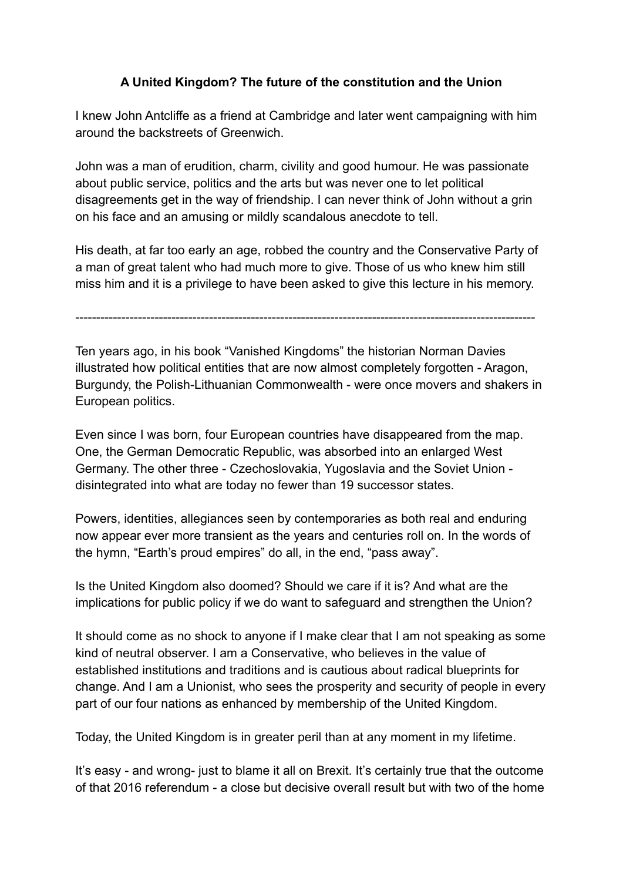**A United Kingdom? The future of the constitution and the Union**

I knew John Antcliffe as a friend at Cambridge and later went campaigning with him around the backstreets of Greenwich.

John was a man of erudition, charm, civility and good humour. He was passionate about public service, politics and the arts but was never one to let political disagreements get in the way of friendship. I can never think of John without a grin on his face and an amusing or mildly scandalous anecdote to tell.

His death, at far too early an age, robbed the country and the Conservative Party of a man of great talent who had much more to give. Those of us who knew him still miss him and it is a privilege to have been asked to give this lecture in his memory.

---

Ten years ago, in his book "Vanished Kingdoms" the historian Norman Davies illustrated how political entities that are now almost completely forgotten - Aragon, Burgundy, the Polish-Lithuanian Commonwealth - were once movers and shakers in European politics.

Even since I was born, four European countries have disappeared from the map. One, the German Democratic Republic, was absorbed into an enlarged West Germany. The other three - Czechoslovakia, Yugoslavia and the Soviet Union - disintegrated into what are today no fewer than 19 successor states.

Powers, identities, allegiances seen by contemporaries as both real and enduring now appear ever more transient as the years and centuries roll on. In the words of the hymn, "Earth's proud empires" do all, in the end, "pass away".

Is the United Kingdom also doomed? Should we care if it is? And what are the implications for public policy if we do want to safeguard and strengthen the Union?

It should come as no shock to anyone if I make clear that I am not speaking as some kind of neutral observer. I am a Conservative, who believes in the value of established institutions and traditions and is cautious about radical blueprints for change. And I am a Unionist, who sees the prosperity and security of people in every part of our four nations as enhanced by membership of the United Kingdom.

Today, the United Kingdom is in greater peril than at any moment in my lifetime.

It's easy - and wrong- just to blame it all on Brexit. It's certainly true that the outcome of that 2016 referendum - a close but decisive overall result but with two of the home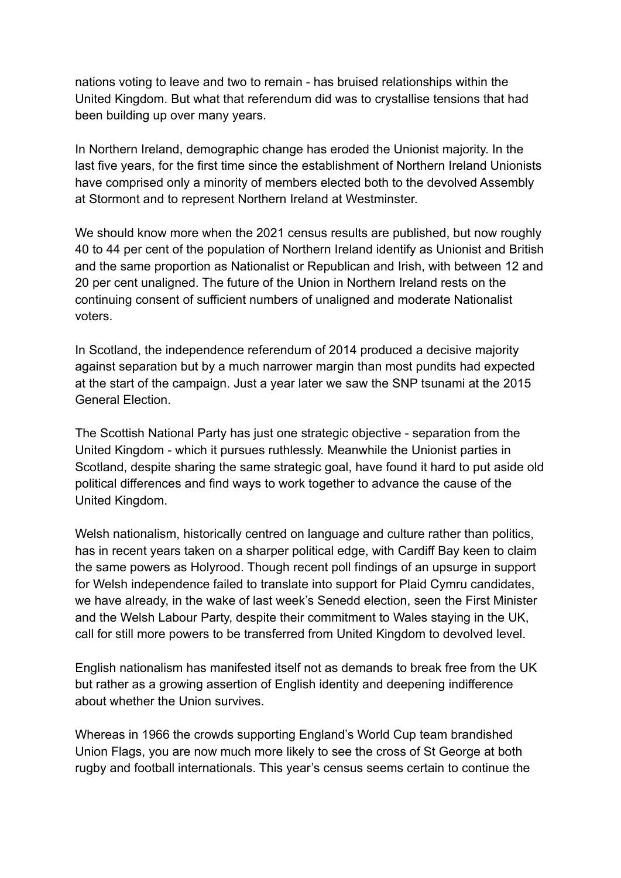nations voting to leave and two to remain - has bruised relationships within the United Kingdom. But what that referendum did was to crystallise tensions that had been building up over many years.

In Northern Ireland, demographic change has eroded the Unionist majority. In the last five years, for the first time since the establishment of Northern Ireland Unionists have comprised only a minority of members elected both to the devolved Assembly at Stormont and to represent Northern Ireland at Westminster.

We should know more when the 2021 census results are published, but now roughly 40 to 44 per cent of the population of Northern Ireland identify as Unionist and British and the same proportion as Nationalist or Republican and Irish, with between 12 and 20 per cent unaligned. The future of the Union in Northern Ireland rests on the continuing consent of sufficient numbers of unaligned and moderate Nationalist voters.

In Scotland, the independence referendum of 2014 produced a decisive majority against separation but by a much narrower margin than most pundits had expected at the start of the campaign. Just a year later we saw the SNP tsunami at the 2015 General Election.

The Scottish National Party has just one strategic objective - separation from the United Kingdom - which it pursues ruthlessly. Meanwhile the Unionist parties in Scotland, despite sharing the same strategic goal, have found it hard to put aside old political differences and find ways to work together to advance the cause of the United Kingdom.

Welsh nationalism, historically centred on language and culture rather than politics, has in recent years taken on a sharper political edge, with Cardiff Bay keen to claim the same powers as Holyrood. Though recent poll findings of an upsurge in support for Welsh independence failed to translate into support for Plaid Cymru candidates, we have already, in the wake of last week's Senedd election, seen the First Minister and the Welsh Labour Party, despite their commitment to Wales staying in the UK, call for still more powers to be transferred from United Kingdom to devolved level.

English nationalism has manifested itself not as demands to break free from the UK but rather as a growing assertion of English identity and deepening indifference about whether the Union survives.

Whereas in 1966 the crowds supporting England's World Cup team brandished Union Flags, you are now much more likely to see the cross of St George at both rugby and football internationals. This year's census seems certain to continue the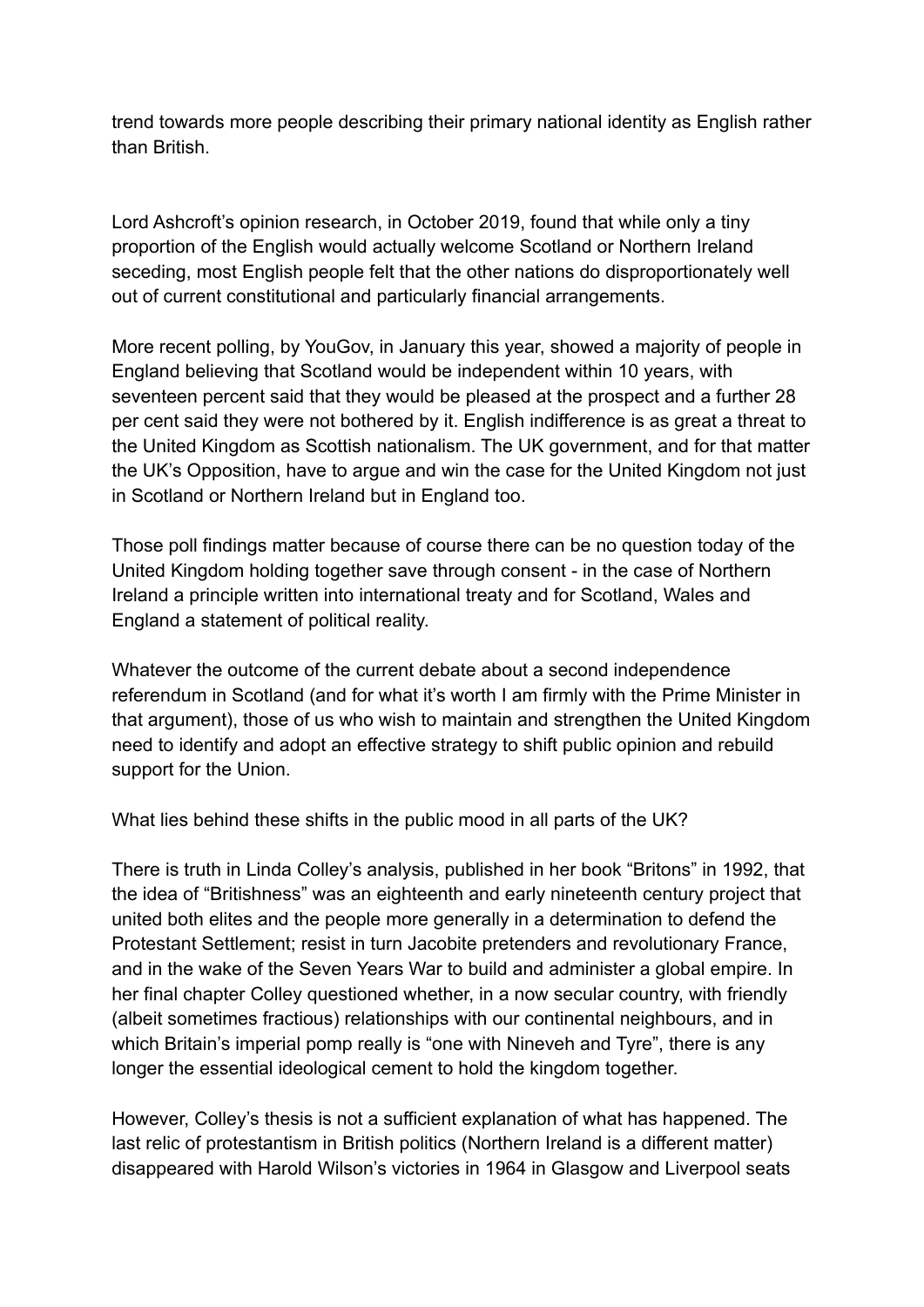trend towards more people describing their primary national identity as English rather than British.

Lord Ashcroft's opinion research, in October 2019, found that while only a tiny proportion of the English would actually welcome Scotland or Northern Ireland seceding, most English people felt that the other nations do disproportionately well out of current constitutional and particularly financial arrangements.

More recent polling, by YouGov, in January this year, showed a majority of people in England believing that Scotland would be independent within 10 years, with seventeen percent said that they would be pleased at the prospect and a further 28 per cent said they were not bothered by it. English indifference is as great a threat to the United Kingdom as Scottish nationalism. The UK government, and for that matter the UK's Opposition, have to argue and win the case for the United Kingdom not just in Scotland or Northern Ireland but in England too.

Those poll findings matter because of course there can be no question today of the United Kingdom holding together save through consent - in the case of Northern Ireland a principle written into international treaty and for Scotland, Wales and England a statement of political reality.

Whatever the outcome of the current debate about a second independence referendum in Scotland (and for what it's worth I am firmly with the Prime Minister in that argument), those of us who wish to maintain and strengthen the United Kingdom need to identify and adopt an effective strategy to shift public opinion and rebuild support for the Union.

What lies behind these shifts in the public mood in all parts of the UK?

There is truth in Linda Colley's analysis, published in her book "Britons" in 1992, that the idea of "Britishness" was an eighteenth and early nineteenth century project that united both elites and the people more generally in a determination to defend the Protestant Settlement; resist in turn Jacobite pretenders and revolutionary France, and in the wake of the Seven Years War to build and administer a global empire. In her final chapter Colley questioned whether, in a now secular country, with friendly (albeit sometimes fractious) relationships with our continental neighbours, and in which Britain's imperial pomp really is "one with Nineveh and Tyre", there is any longer the essential ideological cement to hold the kingdom together.

However, Colley's thesis is not a sufficient explanation of what has happened. The last relic of protestantism in British politics (Northern Ireland is a different matter) disappeared with Harold Wilson's victories in 1964 in Glasgow and Liverpool seats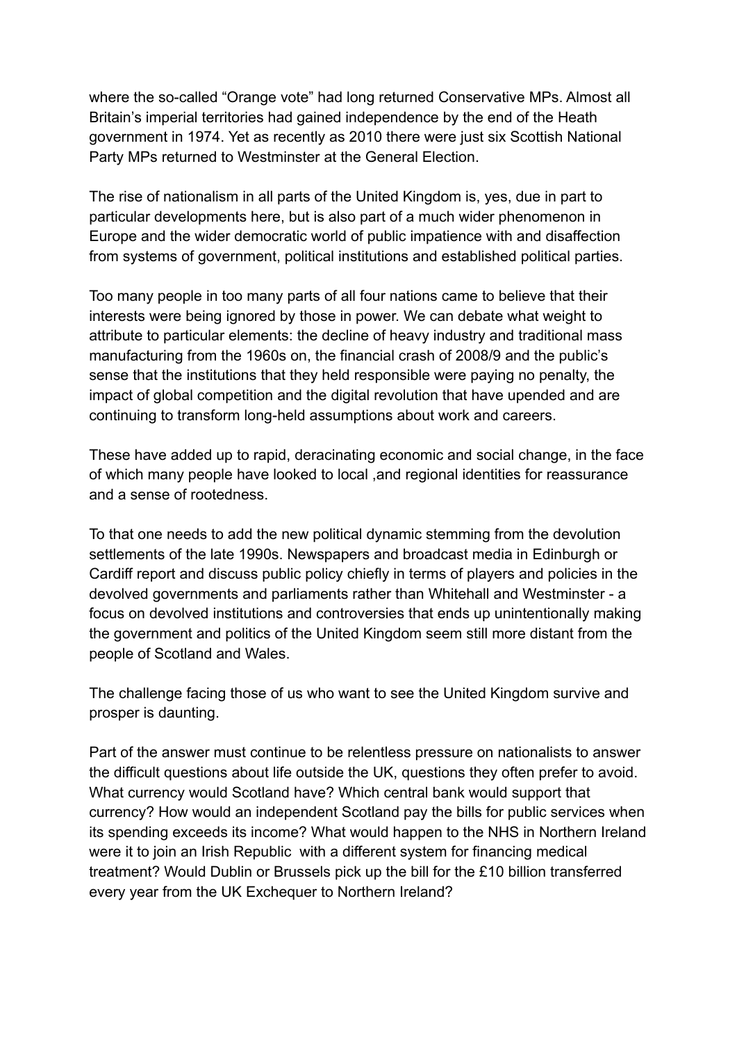where the so-called “Orange vote” had long returned Conservative MPs. Almost all Britain’s imperial territories had gained independence by the end of the Heath government in 1974. Yet as recently as 2010 there were just six Scottish National Party MPs returned to Westminster at the General Election.

The rise of nationalism in all parts of the United Kingdom is, yes, due in part to particular developments here, but is also part of a much wider phenomenon in Europe and the wider democratic world of public impatience with and disaffection from systems of government, political institutions and established political parties.

Too many people in too many parts of all four nations came to believe that their interests were being ignored by those in power. We can debate what weight to attribute to particular elements: the decline of heavy industry and traditional mass manufacturing from the 1960s on, the financial crash of 2008/9 and the public’s sense that the institutions that they held responsible were paying no penalty, the impact of global competition and the digital revolution that have upended and are continuing to transform long-held assumptions about work and careers.

These have added up to rapid, deracinating economic and social change, in the face of which many people have looked to local ,and regional identities for reassurance and a sense of rootedness.

To that one needs to add the new political dynamic stemming from the devolution settlements of the late 1990s. Newspapers and broadcast media in Edinburgh or Cardiff report and discuss public policy chiefly in terms of players and policies in the devolved governments and parliaments rather than Whitehall and Westminster - a focus on devolved institutions and controversies that ends up unintentionally making the government and politics of the United Kingdom seem still more distant from the people of Scotland and Wales.

The challenge facing those of us who want to see the United Kingdom survive and prosper is daunting.

Part of the answer must continue to be relentless pressure on nationalists to answer the difficult questions about life outside the UK, questions they often prefer to avoid. What currency would Scotland have? Which central bank would support that currency? How would an independent Scotland pay the bills for public services when its spending exceeds its income? What would happen to the NHS in Northern Ireland were it to join an Irish Republic  with a different system for financing medical treatment? Would Dublin or Brussels pick up the bill for the £10 billion transferred every year from the UK Exchequer to Northern Ireland?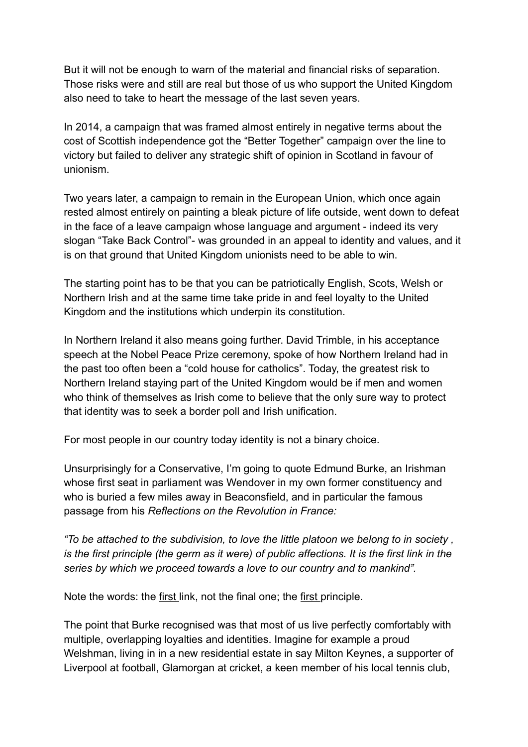But it will not be enough to warn of the material and financial risks of separation. Those risks were and still are real but those of us who support the United Kingdom also need to take to heart the message of the last seven years.

In 2014, a campaign that was framed almost entirely in negative terms about the cost of Scottish independence got the "Better Together" campaign over the line to victory but failed to deliver any strategic shift of opinion in Scotland in favour of unionism.

Two years later, a campaign to remain in the European Union, which once again rested almost entirely on painting a bleak picture of life outside, went down to defeat in the face of a leave campaign whose language and argument - indeed its very slogan "Take Back Control"- was grounded in an appeal to identity and values, and it is on that ground that United Kingdom unionists need to be able to win.

The starting point has to be that you can be patriotically English, Scots, Welsh or Northern Irish and at the same time take pride in and feel loyalty to the United Kingdom and the institutions which underpin its constitution.

In Northern Ireland it also means going further. David Trimble, in his acceptance speech at the Nobel Peace Prize ceremony, spoke of how Northern Ireland had in the past too often been a "cold house for catholics". Today, the greatest risk to Northern Ireland staying part of the United Kingdom would be if men and women who think of themselves as Irish come to believe that the only sure way to protect that identity was to seek a border poll and Irish unification.

For most people in our country today identity is not a binary choice.

Unsurprisingly for a Conservative, I'm going to quote Edmund Burke, an Irishman whose first seat in parliament was Wendover in my own former constituency and who is buried a few miles away in Beaconsfield, and in particular the famous passage from his *Reflections on the Revolution in France:*

*"To be attached to the subdivision, to love the little platoon we belong to in society , is the first principle (the germ as it were) of public affections. It is the first link in the series by which we proceed towards a love to our country and to mankind".*

Note the words: the first link, not the final one; the first principle.

The point that Burke recognised was that most of us live perfectly comfortably with multiple, overlapping loyalties and identities. Imagine for example a proud Welshman, living in in a new residential estate in say Milton Keynes, a supporter of Liverpool at football, Glamorgan at cricket, a keen member of his local tennis club,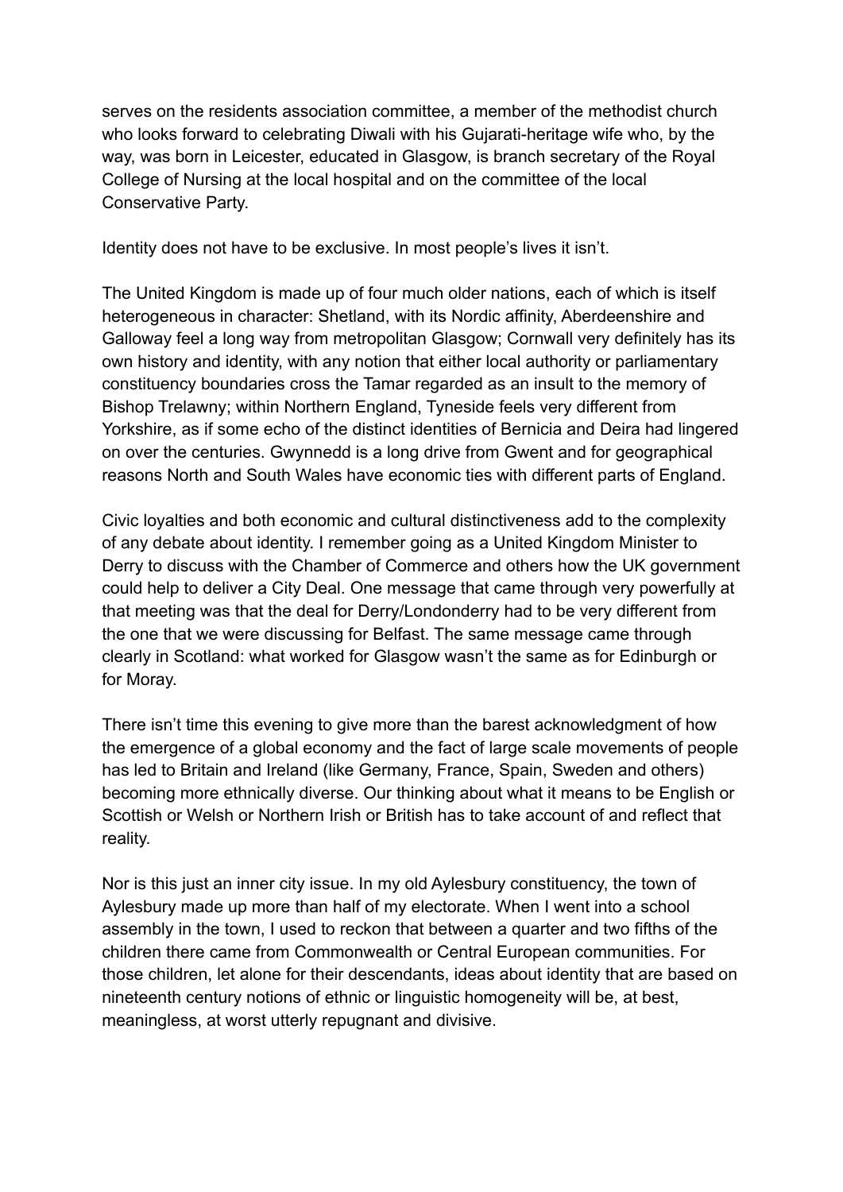serves on the residents association committee, a member of the methodist church who looks forward to celebrating Diwali with his Gujarati-heritage wife who, by the way, was born in Leicester, educated in Glasgow, is branch secretary of the Royal College of Nursing at the local hospital and on the committee of the local Conservative Party.

Identity does not have to be exclusive. In most people's lives it isn't.

The United Kingdom is made up of four much older nations, each of which is itself heterogeneous in character: Shetland, with its Nordic affinity, Aberdeenshire and Galloway feel a long way from metropolitan Glasgow; Cornwall very definitely has its own history and identity, with any notion that either local authority or parliamentary constituency boundaries cross the Tamar regarded as an insult to the memory of Bishop Trelawny; within Northern England, Tyneside feels very different from Yorkshire, as if some echo of the distinct identities of Bernicia and Deira had lingered on over the centuries. Gwynnedd is a long drive from Gwent and for geographical reasons North and South Wales have economic ties with different parts of England.

Civic loyalties and both economic and cultural distinctiveness add to the complexity of any debate about identity. I remember going as a United Kingdom Minister to Derry to discuss with the Chamber of Commerce and others how the UK government could help to deliver a City Deal. One message that came through very powerfully at that meeting was that the deal for Derry/Londonderry had to be very different from the one that we were discussing for Belfast. The same message came through clearly in Scotland: what worked for Glasgow wasn't the same as for Edinburgh or for Moray.

There isn't time this evening to give more than the barest acknowledgment of how the emergence of a global economy and the fact of large scale movements of people has led to Britain and Ireland (like Germany, France, Spain, Sweden and others) becoming more ethnically diverse. Our thinking about what it means to be English or Scottish or Welsh or Northern Irish or British has to take account of and reflect that reality.

Nor is this just an inner city issue. In my old Aylesbury constituency, the town of Aylesbury made up more than half of my electorate. When I went into a school assembly in the town, I used to reckon that between a quarter and two fifths of the children there came from Commonwealth or Central European communities. For those children, let alone for their descendants, ideas about identity that are based on nineteenth century notions of ethnic or linguistic homogeneity will be, at best, meaningless, at worst utterly repugnant and divisive.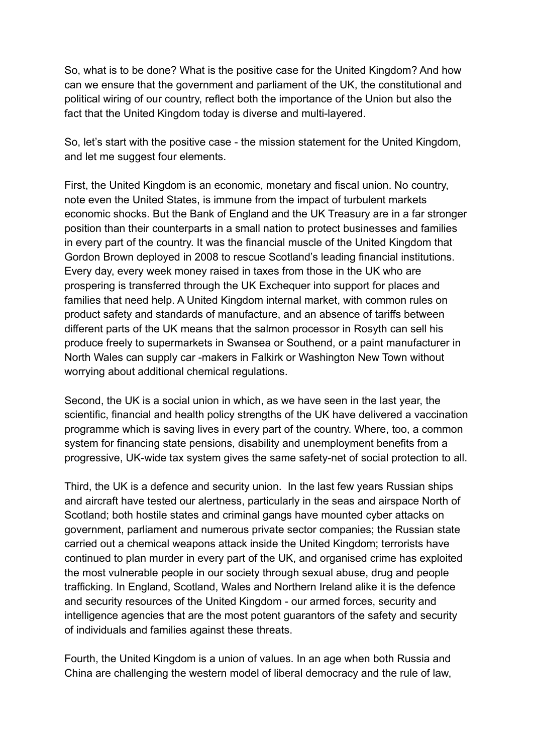So, what is to be done? What is the positive case for the United Kingdom? And how can we ensure that the government and parliament of the UK, the constitutional and political wiring of our country, reflect both the importance of the Union but also the fact that the United Kingdom today is diverse and multi-layered.

So, let's start with the positive case - the mission statement for the United Kingdom, and let me suggest four elements.

First, the United Kingdom is an economic, monetary and fiscal union. No country, note even the United States, is immune from the impact of turbulent markets economic shocks. But the Bank of England and the UK Treasury are in a far stronger position than their counterparts in a small nation to protect businesses and families in every part of the country. It was the financial muscle of the United Kingdom that Gordon Brown deployed in 2008 to rescue Scotland's leading financial institutions. Every day, every week money raised in taxes from those in the UK who are prospering is transferred through the UK Exchequer into support for places and families that need help. A United Kingdom internal market, with common rules on product safety and standards of manufacture, and an absence of tariffs between different parts of the UK means that the salmon processor in Rosyth can sell his produce freely to supermarkets in Swansea or Southend, or a paint manufacturer in North Wales can supply car -makers in Falkirk or Washington New Town without worrying about additional chemical regulations.

Second, the UK is a social union in which, as we have seen in the last year, the scientific, financial and health policy strengths of the UK have delivered a vaccination programme which is saving lives in every part of the country. Where, too, a common system for financing state pensions, disability and unemployment benefits from a progressive, UK-wide tax system gives the same safety-net of social protection to all.

Third, the UK is a defence and security union. In the last few years Russian ships and aircraft have tested our alertness, particularly in the seas and airspace North of Scotland; both hostile states and criminal gangs have mounted cyber attacks on government, parliament and numerous private sector companies; the Russian state carried out a chemical weapons attack inside the United Kingdom; terrorists have continued to plan murder in every part of the UK, and organised crime has exploited the most vulnerable people in our society through sexual abuse, drug and people trafficking. In England, Scotland, Wales and Northern Ireland alike it is the defence and security resources of the United Kingdom - our armed forces, security and intelligence agencies that are the most potent guarantors of the safety and security of individuals and families against these threats.

Fourth, the United Kingdom is a union of values. In an age when both Russia and China are challenging the western model of liberal democracy and the rule of law,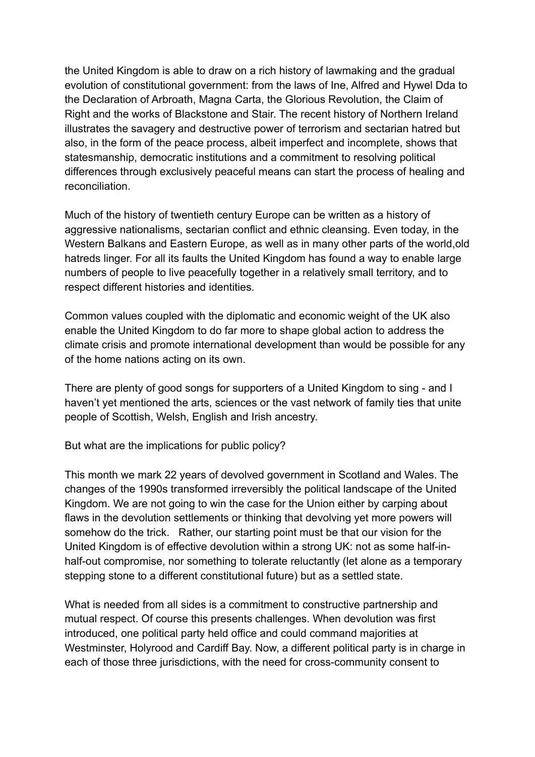the United Kingdom is able to draw on a rich history of lawmaking and the gradual evolution of constitutional government: from the laws of Ine, Alfred and Hywel Dda to the Declaration of Arbroath, Magna Carta, the Glorious Revolution, the Claim of Right and the works of Blackstone and Stair. The recent history of Northern Ireland illustrates the savagery and destructive power of terrorism and sectarian hatred but also, in the form of the peace process, albeit imperfect and incomplete, shows that statesmanship, democratic institutions and a commitment to resolving political differences through exclusively peaceful means can start the process of healing and reconciliation.

Much of the history of twentieth century Europe can be written as a history of aggressive nationalisms, sectarian conflict and ethnic cleansing. Even today, in the Western Balkans and Eastern Europe, as well as in many other parts of the world,old hatreds linger. For all its faults the United Kingdom has found a way to enable large numbers of people to live peacefully together in a relatively small territory, and to respect different histories and identities.

Common values coupled with the diplomatic and economic weight of the UK also enable the United Kingdom to do far more to shape global action to address the climate crisis and promote international development than would be possible for any of the home nations acting on its own.

There are plenty of good songs for supporters of a United Kingdom to sing - and I haven't yet mentioned the arts, sciences or the vast network of family ties that unite people of Scottish, Welsh, English and Irish ancestry.

But what are the implications for public policy?

This month we mark 22 years of devolved government in Scotland and Wales. The changes of the 1990s transformed irreversibly the political landscape of the United Kingdom. We are not going to win the case for the Union either by carping about flaws in the devolution settlements or thinking that devolving yet more powers will somehow do the trick. Rather, our starting point must be that our vision for the United Kingdom is of effective devolution within a strong UK: not as some half-in-half-out compromise, nor something to tolerate reluctantly (let alone as a temporary stepping stone to a different constitutional future) but as a settled state.

What is needed from all sides is a commitment to constructive partnership and mutual respect. Of course this presents challenges. When devolution was first introduced, one political party held office and could command majorities at Westminster, Holyrood and Cardiff Bay. Now, a different political party is in charge in each of those three jurisdictions, with the need for cross-community consent to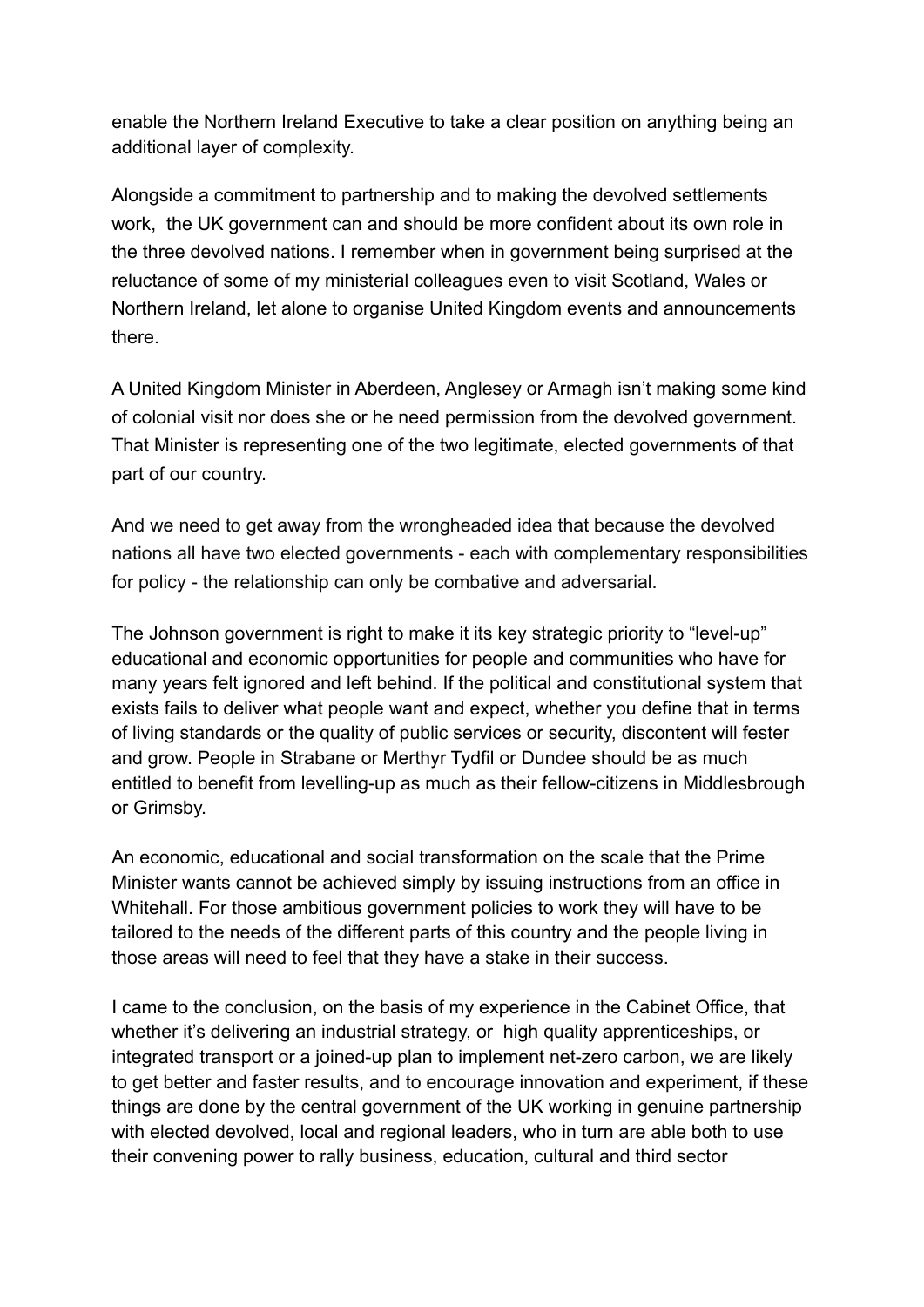enable the Northern Ireland Executive to take a clear position on anything being an additional layer of complexity.

Alongside a commitment to partnership and to making the devolved settlements work, the UK government can and should be more confident about its own role in the three devolved nations. I remember when in government being surprised at the reluctance of some of my ministerial colleagues even to visit Scotland, Wales or Northern Ireland, let alone to organise United Kingdom events and announcements there.

A United Kingdom Minister in Aberdeen, Anglesey or Armagh isn't making some kind of colonial visit nor does she or he need permission from the devolved government. That Minister is representing one of the two legitimate, elected governments of that part of our country.

And we need to get away from the wrongheaded idea that because the devolved nations all have two elected governments - each with complementary responsibilities for policy - the relationship can only be combative and adversarial.

The Johnson government is right to make it its key strategic priority to "level-up" educational and economic opportunities for people and communities who have for many years felt ignored and left behind. If the political and constitutional system that exists fails to deliver what people want and expect, whether you define that in terms of living standards or the quality of public services or security, discontent will fester and grow. People in Strabane or Merthyr Tydfil or Dundee should be as much entitled to benefit from levelling-up as much as their fellow-citizens in Middlesbrough or Grimsby.

An economic, educational and social transformation on the scale that the Prime Minister wants cannot be achieved simply by issuing instructions from an office in Whitehall. For those ambitious government policies to work they will have to be tailored to the needs of the different parts of this country and the people living in those areas will need to feel that they have a stake in their success.

I came to the conclusion, on the basis of my experience in the Cabinet Office, that whether it's delivering an industrial strategy, or high quality apprenticeships, or integrated transport or a joined-up plan to implement net-zero carbon, we are likely to get better and faster results, and to encourage innovation and experiment, if these things are done by the central government of the UK working in genuine partnership with elected devolved, local and regional leaders, who in turn are able both to use their convening power to rally business, education, cultural and third sector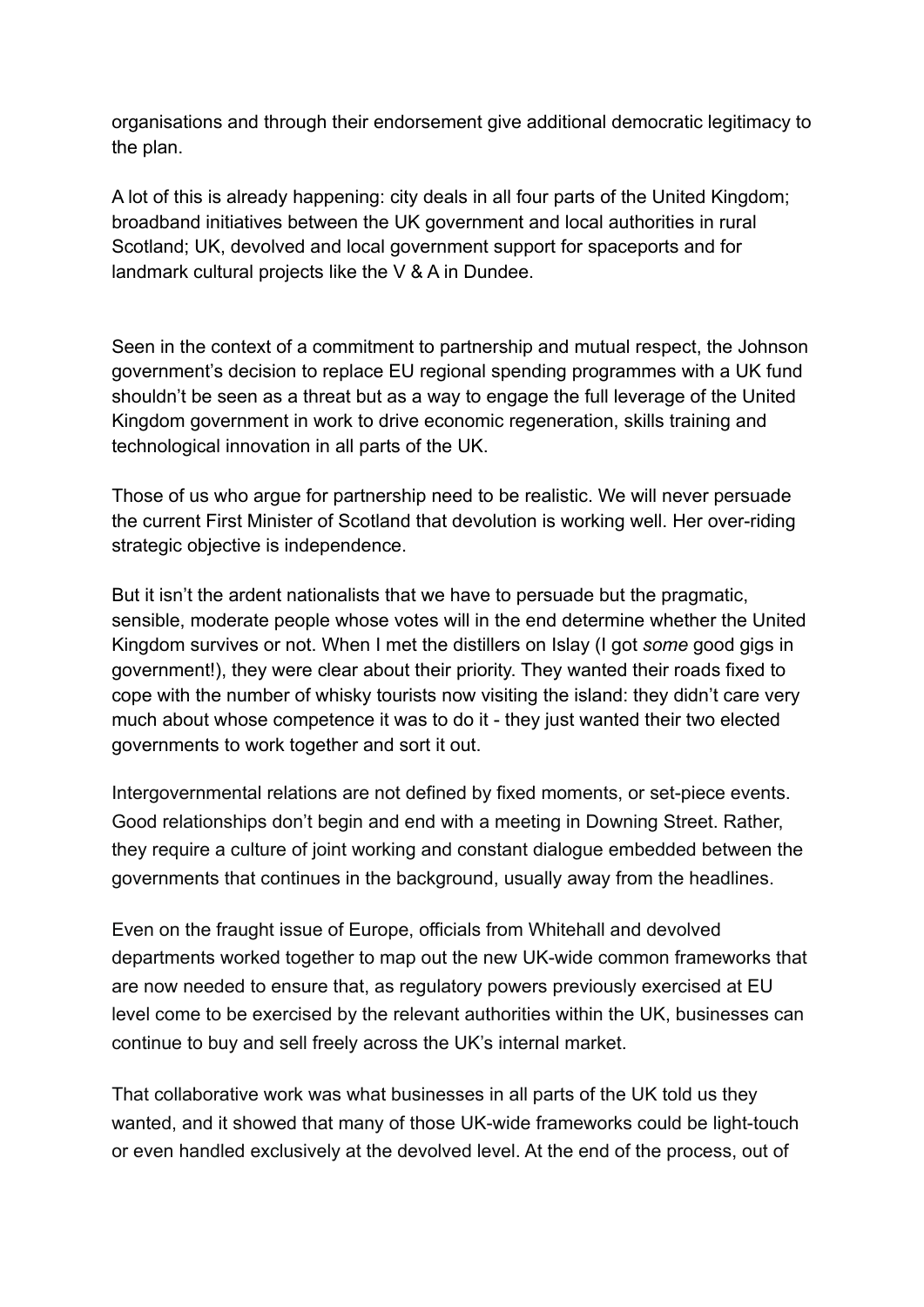organisations and through their endorsement give additional democratic legitimacy to the plan.

A lot of this is already happening: city deals in all four parts of the United Kingdom; broadband initiatives between the UK government and local authorities in rural Scotland; UK, devolved and local government support for spaceports and for landmark cultural projects like the V & A in Dundee.

Seen in the context of a commitment to partnership and mutual respect, the Johnson government's decision to replace EU regional spending programmes with a UK fund shouldn't be seen as a threat but as a way to engage the full leverage of the United Kingdom government in work to drive economic regeneration, skills training and technological innovation in all parts of the UK.

Those of us who argue for partnership need to be realistic. We will never persuade the current First Minister of Scotland that devolution is working well. Her over-riding strategic objective is independence.

But it isn't the ardent nationalists that we have to persuade but the pragmatic, sensible, moderate people whose votes will in the end determine whether the United Kingdom survives or not. When I met the distillers on Islay (I got *some* good gigs in government!), they were clear about their priority. They wanted their roads fixed to cope with the number of whisky tourists now visiting the island: they didn't care very much about whose competence it was to do it - they just wanted their two elected governments to work together and sort it out.

Intergovernmental relations are not defined by fixed moments, or set-piece events. Good relationships don't begin and end with a meeting in Downing Street. Rather, they require a culture of joint working and constant dialogue embedded between the governments that continues in the background, usually away from the headlines.

Even on the fraught issue of Europe, officials from Whitehall and devolved departments worked together to map out the new UK-wide common frameworks that are now needed to ensure that, as regulatory powers previously exercised at EU level come to be exercised by the relevant authorities within the UK, businesses can continue to buy and sell freely across the UK's internal market.

That collaborative work was what businesses in all parts of the UK told us they wanted, and it showed that many of those UK-wide frameworks could be light-touch or even handled exclusively at the devolved level. At the end of the process, out of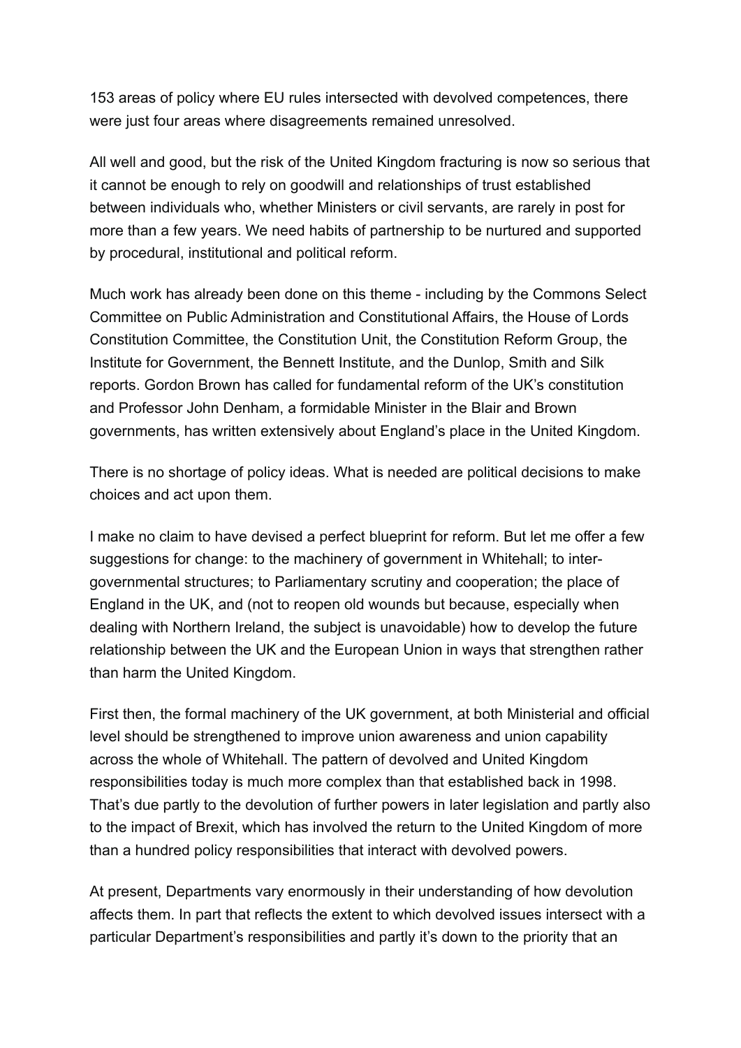153 areas of policy where EU rules intersected with devolved competences, there were just four areas where disagreements remained unresolved.

All well and good, but the risk of the United Kingdom fracturing is now so serious that it cannot be enough to rely on goodwill and relationships of trust established between individuals who, whether Ministers or civil servants, are rarely in post for more than a few years. We need habits of partnership to be nurtured and supported by procedural, institutional and political reform.

Much work has already been done on this theme - including by the Commons Select Committee on Public Administration and Constitutional Affairs, the House of Lords Constitution Committee, the Constitution Unit, the Constitution Reform Group, the Institute for Government, the Bennett Institute, and the Dunlop, Smith and Silk reports. Gordon Brown has called for fundamental reform of the UK's constitution and Professor John Denham, a formidable Minister in the Blair and Brown governments, has written extensively about England's place in the United Kingdom.

There is no shortage of policy ideas. What is needed are political decisions to make choices and act upon them.

I make no claim to have devised a perfect blueprint for reform. But let me offer a few suggestions for change: to the machinery of government in Whitehall; to inter-governmental structures; to Parliamentary scrutiny and cooperation; the place of England in the UK, and (not to reopen old wounds but because, especially when dealing with Northern Ireland, the subject is unavoidable) how to develop the future relationship between the UK and the European Union in ways that strengthen rather than harm the United Kingdom.

First then, the formal machinery of the UK government, at both Ministerial and official level should be strengthened to improve union awareness and union capability across the whole of Whitehall. The pattern of devolved and United Kingdom responsibilities today is much more complex than that established back in 1998. That's due partly to the devolution of further powers in later legislation and partly also to the impact of Brexit, which has involved the return to the United Kingdom of more than a hundred policy responsibilities that interact with devolved powers.

At present, Departments vary enormously in their understanding of how devolution affects them. In part that reflects the extent to which devolved issues intersect with a particular Department's responsibilities and partly it's down to the priority that an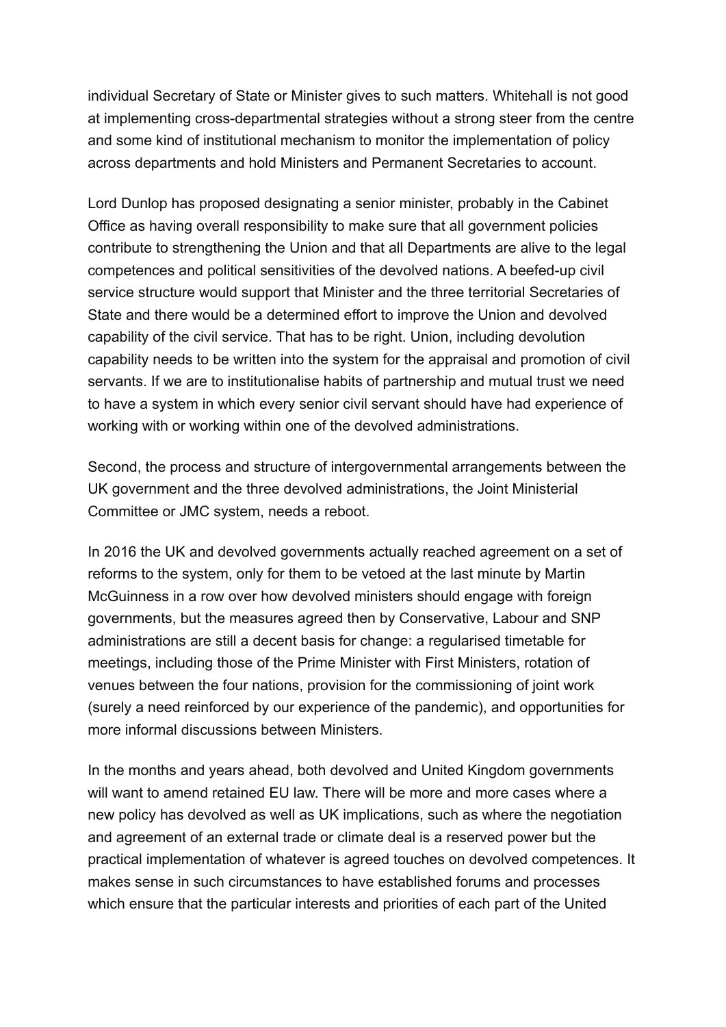individual Secretary of State or Minister gives to such matters. Whitehall is not good at implementing cross-departmental strategies without a strong steer from the centre and some kind of institutional mechanism to monitor the implementation of policy across departments and hold Ministers and Permanent Secretaries to account.

Lord Dunlop has proposed designating a senior minister, probably in the Cabinet Office as having overall responsibility to make sure that all government policies contribute to strengthening the Union and that all Departments are alive to the legal competences and political sensitivities of the devolved nations. A beefed-up civil service structure would support that Minister and the three territorial Secretaries of State and there would be a determined effort to improve the Union and devolved capability of the civil service. That has to be right. Union, including devolution capability needs to be written into the system for the appraisal and promotion of civil servants. If we are to institutionalise habits of partnership and mutual trust we need to have a system in which every senior civil servant should have had experience of working with or working within one of the devolved administrations.

Second, the process and structure of intergovernmental arrangements between the UK government and the three devolved administrations, the Joint Ministerial Committee or JMC system, needs a reboot.

In 2016 the UK and devolved governments actually reached agreement on a set of reforms to the system, only for them to be vetoed at the last minute by Martin McGuinness in a row over how devolved ministers should engage with foreign governments, but the measures agreed then by Conservative, Labour and SNP administrations are still a decent basis for change: a regularised timetable for meetings, including those of the Prime Minister with First Ministers, rotation of venues between the four nations, provision for the commissioning of joint work (surely a need reinforced by our experience of the pandemic), and opportunities for more informal discussions between Ministers.

In the months and years ahead, both devolved and United Kingdom governments will want to amend retained EU law. There will be more and more cases where a new policy has devolved as well as UK implications, such as where the negotiation and agreement of an external trade or climate deal is a reserved power but the practical implementation of whatever is agreed touches on devolved competences. It makes sense in such circumstances to have established forums and processes which ensure that the particular interests and priorities of each part of the United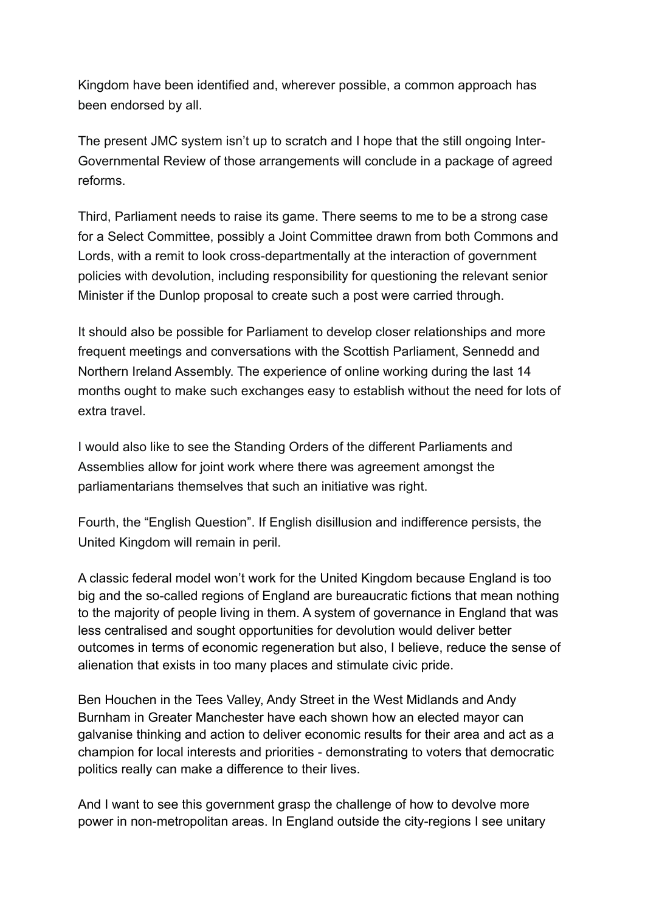Kingdom have been identified and, wherever possible, a common approach has been endorsed by all.

The present JMC system isn't up to scratch and I hope that the still ongoing Inter-Governmental Review of those arrangements will conclude in a package of agreed reforms.

Third, Parliament needs to raise its game. There seems to me to be a strong case for a Select Committee, possibly a Joint Committee drawn from both Commons and Lords, with a remit to look cross-departmentally at the interaction of government policies with devolution, including responsibility for questioning the relevant senior Minister if the Dunlop proposal to create such a post were carried through.

It should also be possible for Parliament to develop closer relationships and more frequent meetings and conversations with the Scottish Parliament, Senedd and Northern Ireland Assembly. The experience of online working during the last 14 months ought to make such exchanges easy to establish without the need for lots of extra travel.

I would also like to see the Standing Orders of the different Parliaments and Assemblies allow for joint work where there was agreement amongst the parliamentarians themselves that such an initiative was right.

Fourth, the "English Question". If English disillusion and indifference persists, the United Kingdom will remain in peril.

A classic federal model won't work for the United Kingdom because England is too big and the so-called regions of England are bureaucratic fictions that mean nothing to the majority of people living in them. A system of governance in England that was less centralised and sought opportunities for devolution would deliver better outcomes in terms of economic regeneration but also, I believe, reduce the sense of alienation that exists in too many places and stimulate civic pride.

Ben Houchen in the Tees Valley, Andy Street in the West Midlands and Andy Burnham in Greater Manchester have each shown how an elected mayor can galvanise thinking and action to deliver economic results for their area and act as a champion for local interests and priorities - demonstrating to voters that democratic politics really can make a difference to their lives.

And I want to see this government grasp the challenge of how to devolve more power in non-metropolitan areas. In England outside the city-regions I see unitary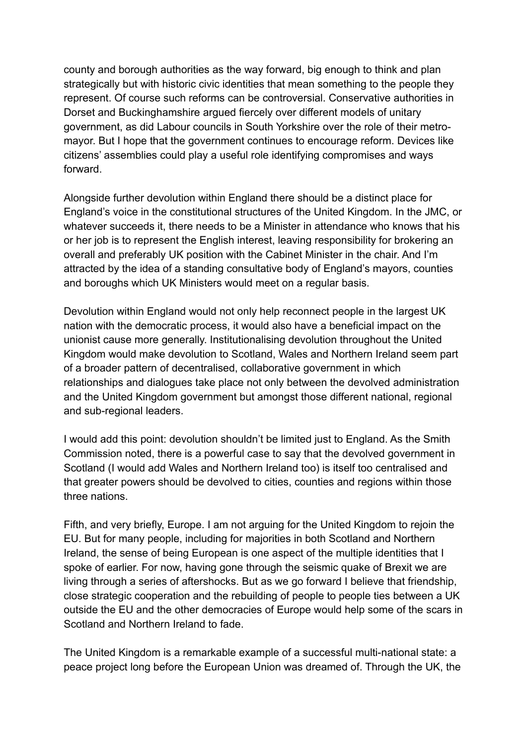county and borough authorities as the way forward, big enough to think and plan strategically but with historic civic identities that mean something to the people they represent. Of course such reforms can be controversial. Conservative authorities in Dorset and Buckinghamshire argued fiercely over different models of unitary government, as did Labour councils in South Yorkshire over the role of their metro-mayor. But I hope that the government continues to encourage reform. Devices like citizens' assemblies could play a useful role identifying compromises and ways forward.

Alongside further devolution within England there should be a distinct place for England's voice in the constitutional structures of the United Kingdom. In the JMC, or whatever succeeds it, there needs to be a Minister in attendance who knows that his or her job is to represent the English interest, leaving responsibility for brokering an overall and preferably UK position with the Cabinet Minister in the chair. And I'm attracted by the idea of a standing consultative body of England's mayors, counties and boroughs which UK Ministers would meet on a regular basis.

Devolution within England would not only help reconnect people in the largest UK nation with the democratic process, it would also have a beneficial impact on the unionist cause more generally. Institutionalising devolution throughout the United Kingdom would make devolution to Scotland, Wales and Northern Ireland seem part of a broader pattern of decentralised, collaborative government in which relationships and dialogues take place not only between the devolved administration and the United Kingdom government but amongst those different national, regional and sub-regional leaders.

I would add this point: devolution shouldn't be limited just to England. As the Smith Commission noted, there is a powerful case to say that the devolved government in Scotland (I would add Wales and Northern Ireland too) is itself too centralised and that greater powers should be devolved to cities, counties and regions within those three nations.

Fifth, and very briefly, Europe. I am not arguing for the United Kingdom to rejoin the EU. But for many people, including for majorities in both Scotland and Northern Ireland, the sense of being European is one aspect of the multiple identities that I spoke of earlier. For now, having gone through the seismic quake of Brexit we are living through a series of aftershocks. But as we go forward I believe that friendship, close strategic cooperation and the rebuilding of people to people ties between a UK outside the EU and the other democracies of Europe would help some of the scars in Scotland and Northern Ireland to fade.

The United Kingdom is a remarkable example of a successful multi-national state: a peace project long before the European Union was dreamed of. Through the UK, the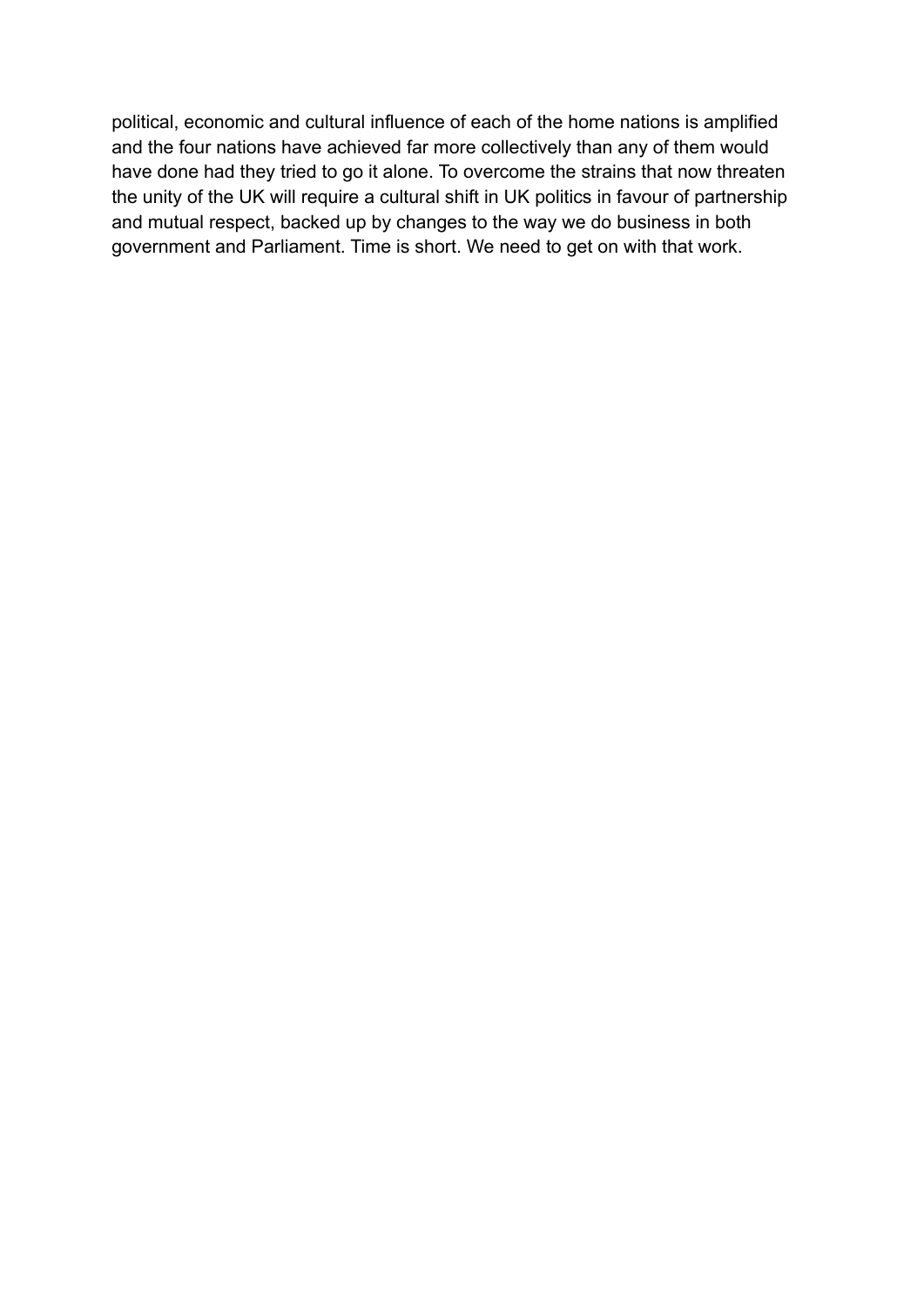political, economic and cultural influence of each of the home nations is amplified and the four nations have achieved far more collectively than any of them would have done had they tried to go it alone. To overcome the strains that now threaten the unity of the UK will require a cultural shift in UK politics in favour of partnership and mutual respect, backed up by changes to the way we do business in both government and Parliament. Time is short. We need to get on with that work.